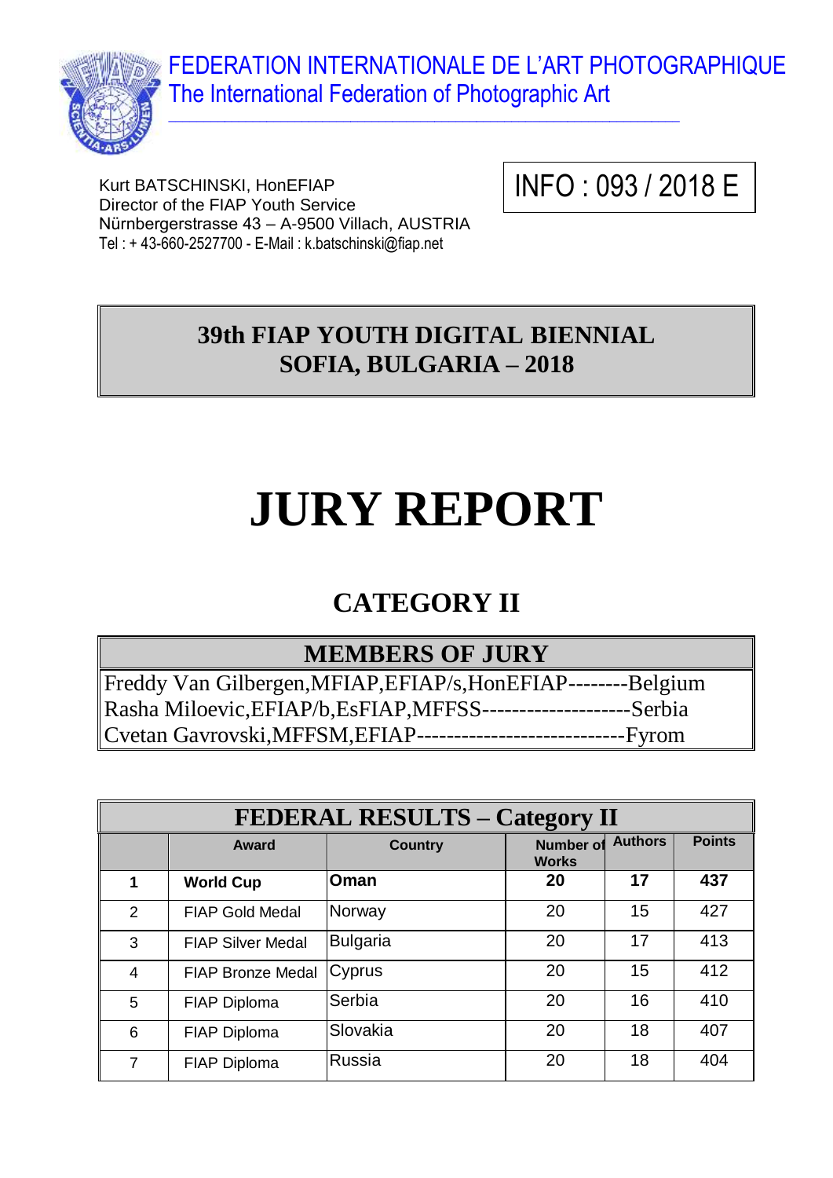FEDERATION INTERNATIONALE DE L'ART PHOTOGRAPHIQUE
The International Federation of Photographic Art

Kurt BATSCHINSKI, HonEFIAP
Director of the FIAP Youth Service
Nürnbergerstrasse 43 – A-9500 Villach, AUSTRIA
Tel : + 43-660-2527700 - E-Mail : k.batschinski@fiap.net

INFO : 093 / 2018 E

## 39th FIAP YOUTH DIGITAL BIENNIAL
## SOFIA, BULGARIA – 2018

# JURY REPORT

## CATEGORY II

| MEMBERS OF JURY |
|---|
| Freddy Van Gilbergen,MFIAP,EFIAP/s,HonEFIAP--------Belgium |
| Rasha Miloevic,EFIAP/b,EsFIAP,MFFSS--------------------Serbia |
| Cvetan Gavrovski,MFFSM,EFIAP----------------------------Fyrom |

**FEDERAL RESULTS – Category II**

| | Award | Country | Number of Works | Authors | Points |
|---|---|---|---|---|---|
| **1** | **World Cup** | **Oman** | **20** | **17** | **437** |
| 2 | FIAP Gold Medal | Norway | 20 | 15 | 427 |
| 3 | FIAP Silver Medal | Bulgaria | 20 | 17 | 413 |
| 4 | FIAP Bronze Medal | Cyprus | 20 | 15 | 412 |
| 5 | FIAP Diploma | Serbia | 20 | 16 | 410 |
| 6 | FIAP Diploma | Slovakia | 20 | 18 | 407 |
| 7 | FIAP Diploma | Russia | 20 | 18 | 404 |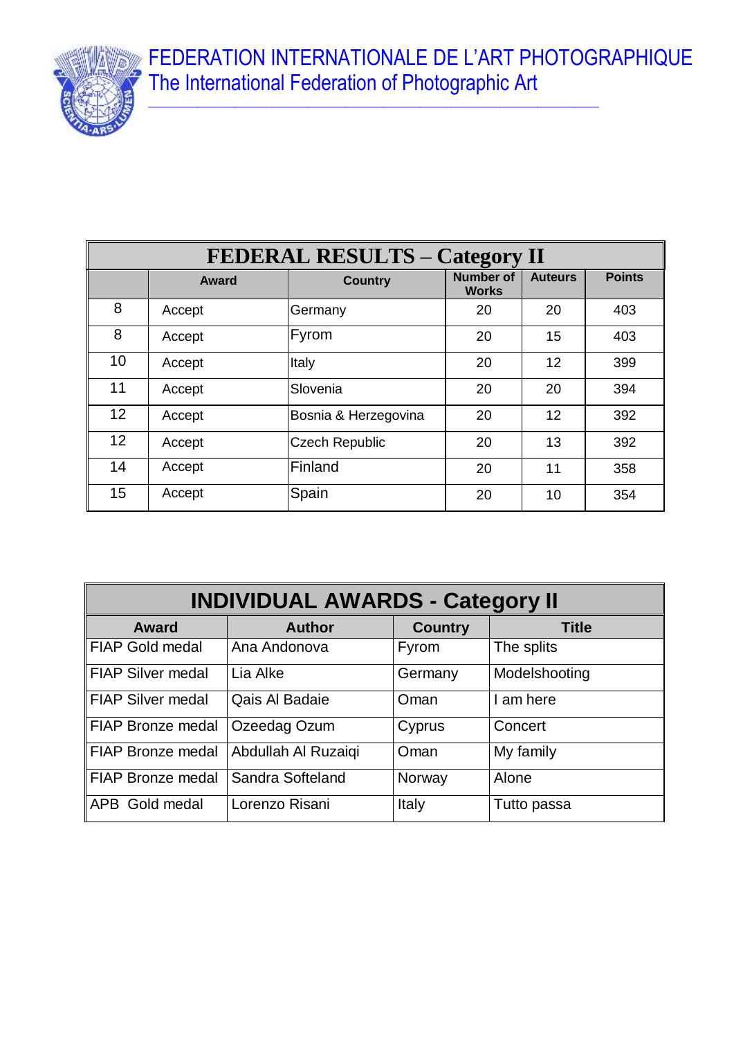FEDERATION INTERNATIONALE DE L'ART PHOTOGRAPHIQUE
The International Federation of Photographic Art

| FEDERAL RESULTS – Category II | | | | | |
|---|---|---|---|---|---|
| | Award | Country | Number of Works | Auteurs | Points |
| 8 | Accept | Germany | 20 | 20 | 403 |
| 8 | Accept | Fyrom | 20 | 15 | 403 |
| 10 | Accept | Italy | 20 | 12 | 399 |
| 11 | Accept | Slovenia | 20 | 20 | 394 |
| 12 | Accept | Bosnia & Herzegovina | 20 | 12 | 392 |
| 12 | Accept | Czech Republic | 20 | 13 | 392 |
| 14 | Accept | Finland | 20 | 11 | 358 |
| 15 | Accept | Spain | 20 | 10 | 354 |

| INDIVIDUAL AWARDS - Category II | | | |
|---|---|---|---|
| Award | Author | Country | Title |
| FIAP Gold medal | Ana Andonova | Fyrom | The splits |
| FIAP Silver medal | Lia Alke | Germany | Modelshooting |
| FIAP Silver medal | Qais Al Badaie | Oman | I am here |
| FIAP Bronze medal | Ozeedag Ozum | Cyprus | Concert |
| FIAP Bronze medal | Abdullah Al Ruzaiqi | Oman | My family |
| FIAP Bronze medal | Sandra Softeland | Norway | Alone |
| APB Gold medal | Lorenzo Risani | Italy | Tutto passa |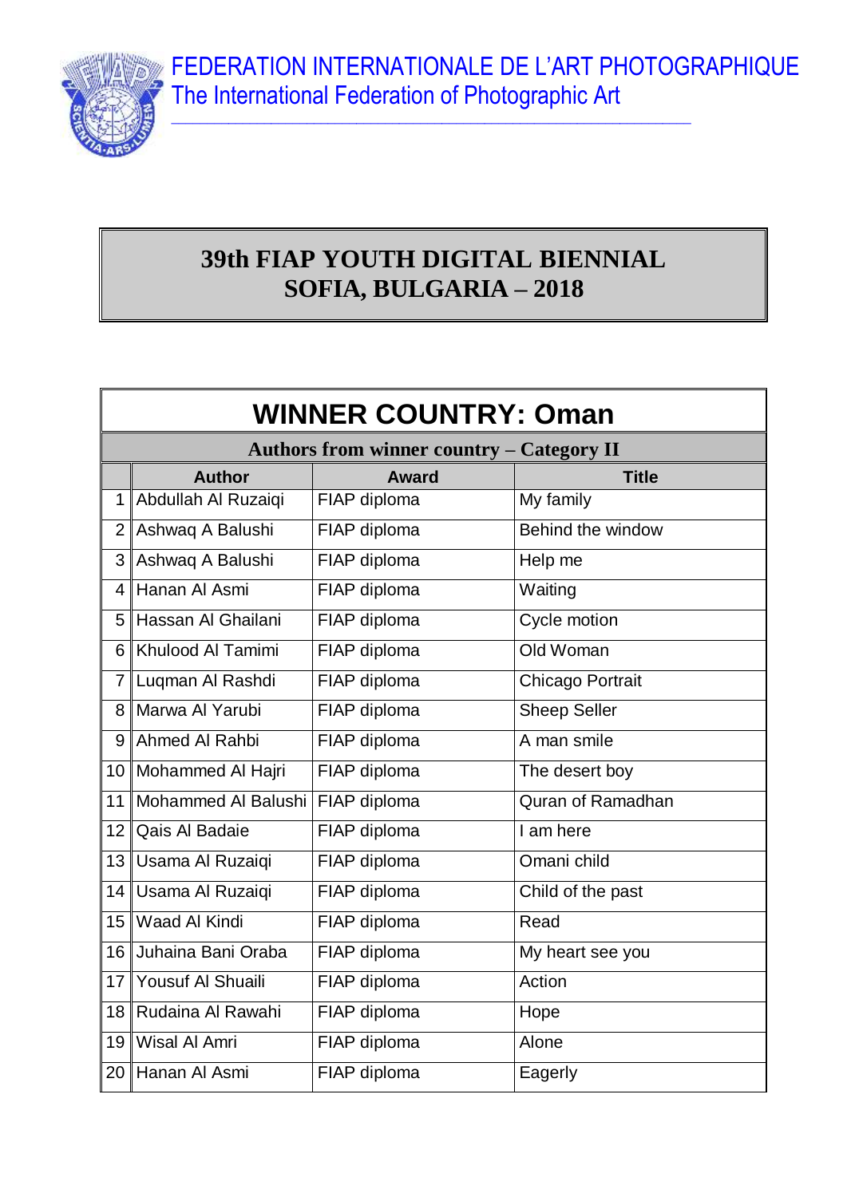FEDERATION INTERNATIONALE DE L'ART PHOTOGRAPHIQUE
The International Federation of Photographic Art

# 39th FIAP YOUTH DIGITAL BIENNIAL
# SOFIA, BULGARIA – 2018

## WINNER COUNTRY: Oman

**Authors from winner country – Category II**

| | Author | Award | Title |
|---|---|---|---|
| 1 | Abdullah Al Ruzaiqi | FIAP diploma | My family |
| 2 | Ashwaq A Balushi | FIAP diploma | Behind the window |
| 3 | Ashwaq A Balushi | FIAP diploma | Help me |
| 4 | Hanan Al Asmi | FIAP diploma | Waiting |
| 5 | Hassan Al Ghailani | FIAP diploma | Cycle motion |
| 6 | Khulood Al Tamimi | FIAP diploma | Old Woman |
| 7 | Luqman Al Rashdi | FIAP diploma | Chicago Portrait |
| 8 | Marwa Al Yarubi | FIAP diploma | Sheep Seller |
| 9 | Ahmed Al Rahbi | FIAP diploma | A man smile |
| 10 | Mohammed Al Hajri | FIAP diploma | The desert boy |
| 11 | Mohammed Al Balushi | FIAP diploma | Quran of Ramadhan |
| 12 | Qais Al Badaie | FIAP diploma | I am here |
| 13 | Usama Al Ruzaiqi | FIAP diploma | Omani child |
| 14 | Usama Al Ruzaiqi | FIAP diploma | Child of the past |
| 15 | Waad Al Kindi | FIAP diploma | Read |
| 16 | Juhaina Bani Oraba | FIAP diploma | My heart see you |
| 17 | Yousuf Al Shuaili | FIAP diploma | Action |
| 18 | Rudaina Al Rawahi | FIAP diploma | Hope |
| 19 | Wisal Al Amri | FIAP diploma | Alone |
| 20 | Hanan Al Asmi | FIAP diploma | Eagerly |